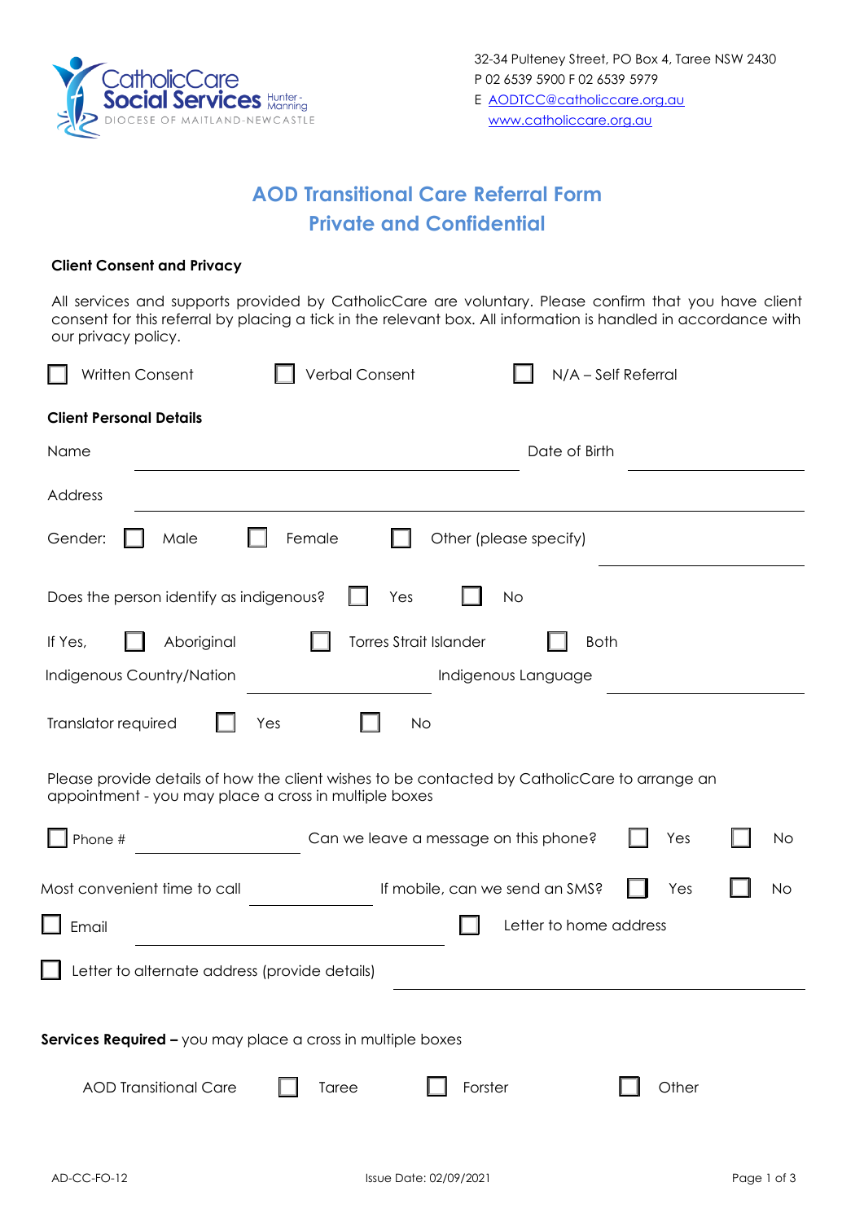CatholicCare Social Services Hunter-Manning
DIOCESE OF MAITLAND-NEWCASTLE

32-34 Pulteney Street, PO Box 4, Taree NSW 2430
P 02 6539 5900 F 02 6539 5979
E AODTCC@catholiccare.org.au
www.catholiccare.org.au

# AOD Transitional Care Referral Form
# Private and Confidential

**Client Consent and Privacy**

All services and supports provided by CatholicCare are voluntary. Please confirm that you have client consent for this referral by placing a tick in the relevant box. All information is handled in accordance with our privacy policy.

☐ Written Consent ☐ Verbal Consent ☐ N/A – Self Referral

**Client Personal Details**

Name ______________________ Date of Birth ______________

Address ______________________________________

Gender: ☐ Male ☐ Female ☐ Other (please specify) ______________

Does the person identify as indigenous? ☐ Yes ☐ No

If Yes, ☐ Aboriginal ☐ Torres Strait Islander ☐ Both

Indigenous Country/Nation ______________ Indigenous Language ______________

Translator required ☐ Yes ☐ No

Please provide details of how the client wishes to be contacted by CatholicCare to arrange an appointment - you may place a cross in multiple boxes

☐ Phone # ______________ Can we leave a message on this phone? ☐ Yes ☐ No

Most convenient time to call ______________ If mobile, can we send an SMS? ☐ Yes ☐ No

☐ Email ______________________ ☐ Letter to home address

☐ Letter to alternate address (provide details) ______________________

**Services Required –** you may place a cross in multiple boxes

AOD Transitional Care ☐ Taree ☐ Forster ☐ Other

AD-CC-FO-12 Issue Date: 02/09/2021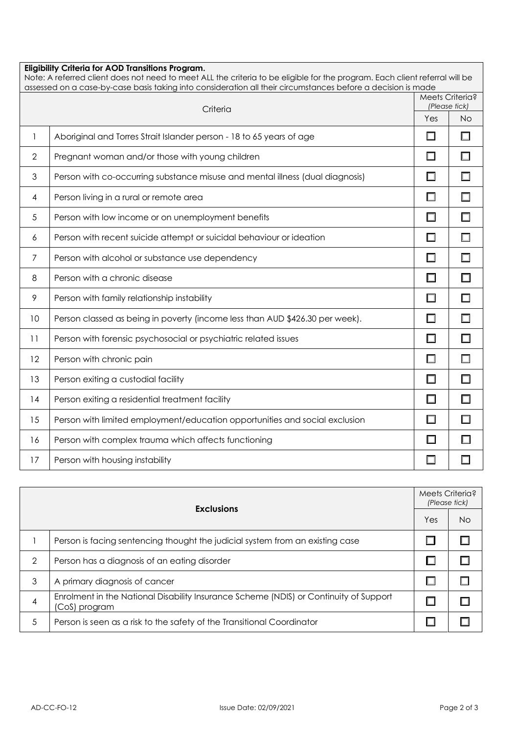**Eligibility Criteria for AOD Transitions Program.**

Note: A referred client does not need to meet ALL the criteria to be eligible for the program. Each client referral will be assessed on a case-by-case basis taking into consideration all their circumstances before a decision is made

| | Criteria | Meets Criteria? *(Please tick)* | |
|---|---|---|---|
| | | Yes | No |
| 1 | Aboriginal and Torres Strait Islander person - 18 to 65 years of age | ☐ | ☐ |
| 2 | Pregnant woman and/or those with young children | ☐ | ☐ |
| 3 | Person with co-occurring substance misuse and mental illness (dual diagnosis) | ☐ | ☐ |
| 4 | Person living in a rural or remote area | ☐ | ☐ |
| 5 | Person with low income or on unemployment benefits | ☐ | ☐ |
| 6 | Person with recent suicide attempt or suicidal behaviour or ideation | ☐ | ☐ |
| 7 | Person with alcohol or substance use dependency | ☐ | ☐ |
| 8 | Person with a chronic disease | ☐ | ☐ |
| 9 | Person with family relationship instability | ☐ | ☐ |
| 10 | Person classed as being in poverty (income less than AUD $426.30 per week). | ☐ | ☐ |
| 11 | Person with forensic psychosocial or psychiatric related issues | ☐ | ☐ |
| 12 | Person with chronic pain | ☐ | ☐ |
| 13 | Person exiting a custodial facility | ☐ | ☐ |
| 14 | Person exiting a residential treatment facility | ☐ | ☐ |
| 15 | Person with limited employment/education opportunities and social exclusion | ☐ | ☐ |
| 16 | Person with complex trauma which affects functioning | ☐ | ☐ |
| 17 | Person with housing instability | ☐ | ☐ |

| | **Exclusions** | Meets Criteria? *(Please tick)* | |
|---|---|---|---|
| | | Yes | No |
| 1 | Person is facing sentencing thought the judicial system from an existing case | ☐ | ☐ |
| 2 | Person has a diagnosis of an eating disorder | ☐ | ☐ |
| 3 | A primary diagnosis of cancer | ☐ | ☐ |
| 4 | Enrolment in the National Disability Insurance Scheme (NDIS) or Continuity of Support (CoS) program | ☐ | ☐ |
| 5 | Person is seen as a risk to the safety of the Transitional Coordinator | ☐ | ☐ |

AD-CC-FO-12 Issue Date: 02/09/2021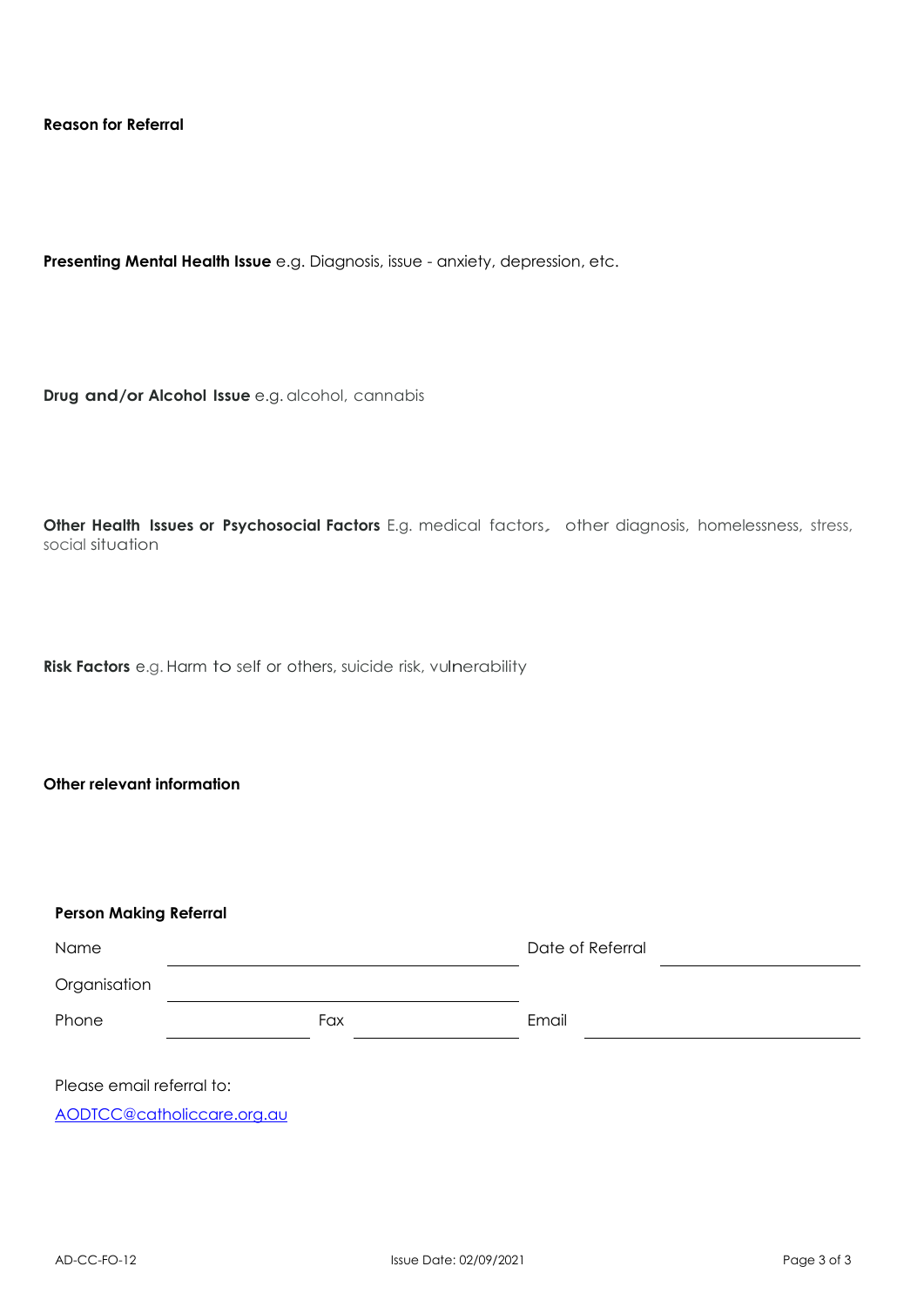**Reason for Referral**

**Presenting Mental Health Issue** e.g. Diagnosis, issue - anxiety, depression, etc.

**Drug and/or Alcohol Issue** e.g. alcohol, cannabis

**Other Health Issues or Psychosocial Factors** E.g. medical factors, other diagnosis, homelessness, stress, social situation

**Risk Factors** e.g. Harm to self or others, suicide risk, vulnerability

**Other relevant information**

**Person Making Referral**

| | | | |
|---|---|---|---|
| Name | | Date of Referral | |
| Organisation | | | |
| Phone | Fax | Email | |

Please email referral to:

AODTCC@catholiccare.org.au

AD-CC-FO-12 Issue Date: 02/09/2021